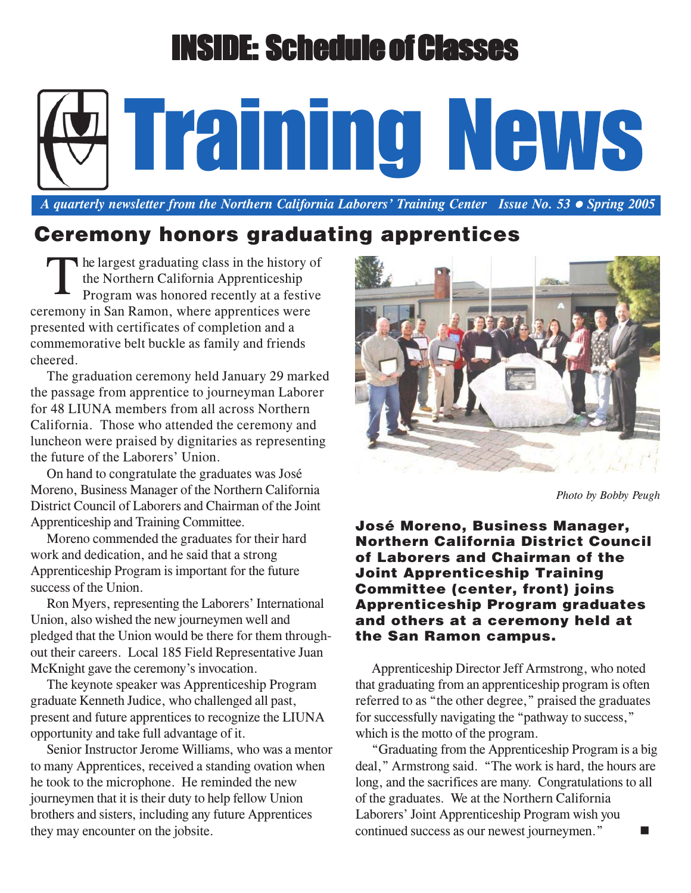# INSIDE: Schedule of Classes

# Training News

*A quarterly newsletter from the Northern California Laborers' Training Center Issue No. 53 • Spring 2005*

## Ceremony honors graduating apprentices

The largest graduating class in the history of the Northern California Apprenticeship Program was honored recently at a festive ceremony in San Ramon, where apprentices were presented with certificates of completion and a commemorative belt buckle as family and friends cheered.

The graduation ceremony held January 29 marked the passage from apprentice to journeyman Laborer for 48 LIUNA members from all across Northern California. Those who attended the ceremony and luncheon were praised by dignitaries as representing the future of the Laborers' Union.

On hand to congratulate the graduates was José Moreno, Business Manager of the Northern California District Council of Laborers and Chairman of the Joint Apprenticeship and Training Committee.

Moreno commended the graduates for their hard work and dedication, and he said that a strong Apprenticeship Program is important for the future success of the Union.

Ron Myers, representing the Laborers' International Union, also wished the new journeymen well and pledged that the Union would be there for them throughout their careers. Local 185 Field Representative Juan McKnight gave the ceremony's invocation.

The keynote speaker was Apprenticeship Program graduate Kenneth Judice, who challenged all past, present and future apprentices to recognize the LIUNA opportunity and take full advantage of it.

Senior Instructor Jerome Williams, who was a mentor to many Apprentices, received a standing ovation when he took to the microphone. He reminded the new journeymen that it is their duty to help fellow Union brothers and sisters, including any future Apprentices they may encounter on the jobsite.

*Photo by Bobby Peugh*

**José Moreno, Business Manager, Northern California District Council of Laborers and Chairman of the Joint Apprenticeship Training Committee (center, front) joins Apprenticeship Program graduates and others at a ceremony held at the San Ramon campus.**

Apprenticeship Director Jeff Armstrong, who noted that graduating from an apprenticeship program is often referred to as "the other degree," praised the graduates for successfully navigating the "pathway to success," which is the motto of the program.

"Graduating from the Apprenticeship Program is a big deal," Armstrong said. "The work is hard, the hours are long, and the sacrifices are many. Congratulations to all of the graduates. We at the Northern California Laborers' Joint Apprenticeship Program wish you continued success as our newest journeymen." ■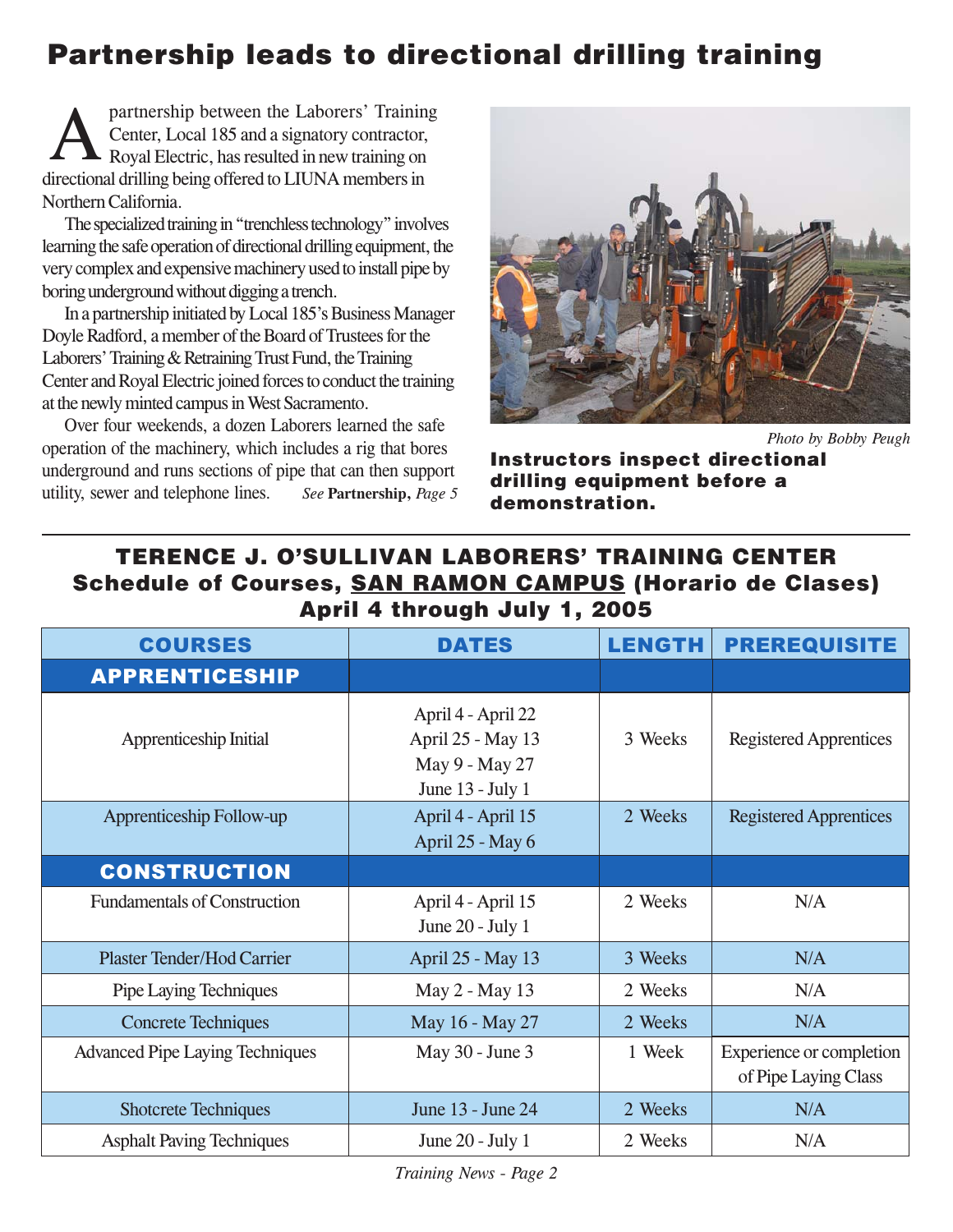# Partnership leads to directional drilling training

A partnership between the Laborers' Training Center, Local 185 and a signatory contractor, Royal Electric, has resulted in new training on directional drilling being offered to LIUNA members in Northern California.

The specialized training in "trenchless technology" involves learning the safe operation of directional drilling equipment, the very complex and expensive machinery used to install pipe by boring underground without digging a trench.

In a partnership initiated by Local 185's Business Manager Doyle Radford, a member of the Board of Trustees for the Laborers' Training & Retraining Trust Fund, the Training Center and Royal Electric joined forces to conduct the training at the newly minted campus in West Sacramento.

Over four weekends, a dozen Laborers learned the safe operation of the machinery, which includes a rig that bores underground and runs sections of pipe that can then support utility, sewer and telephone lines. *See* **Partnership,** *Page 5*

*Photo by Bobby Peugh*

**Instructors inspect directional drilling equipment before a demonstration.**

## TERENCE J. O'SULLIVAN LABORERS' TRAINING CENTER
## Schedule of Courses, SAN RAMON CAMPUS (Horario de Clases)
## April 4 through July 1, 2005

| COURSES | DATES | LENGTH | PREREQUISITE |
|---|---|---|---|
| **APPRENTICESHIP** | | | |
| Apprenticeship Initial | April 4 - April 22<br>April 25 - May 13<br>May 9 - May 27<br>June 13 - July 1 | 3 Weeks | Registered Apprentices |
| Apprenticeship Follow-up | April 4 - April 15<br>April 25 - May 6 | 2 Weeks | Registered Apprentices |
| **CONSTRUCTION** | | | |
| Fundamentals of Construction | April 4 - April 15<br>June 20 - July 1 | 2 Weeks | N/A |
| Plaster Tender/Hod Carrier | April 25 - May 13 | 3 Weeks | N/A |
| Pipe Laying Techniques | May 2 - May 13 | 2 Weeks | N/A |
| Concrete Techniques | May 16 - May 27 | 2 Weeks | N/A |
| Advanced Pipe Laying Techniques | May 30 - June 3 | 1 Week | Experience or completion of Pipe Laying Class |
| Shotcrete Techniques | June 13 - June 24 | 2 Weeks | N/A |
| Asphalt Paving Techniques | June 20 - July 1 | 2 Weeks | N/A |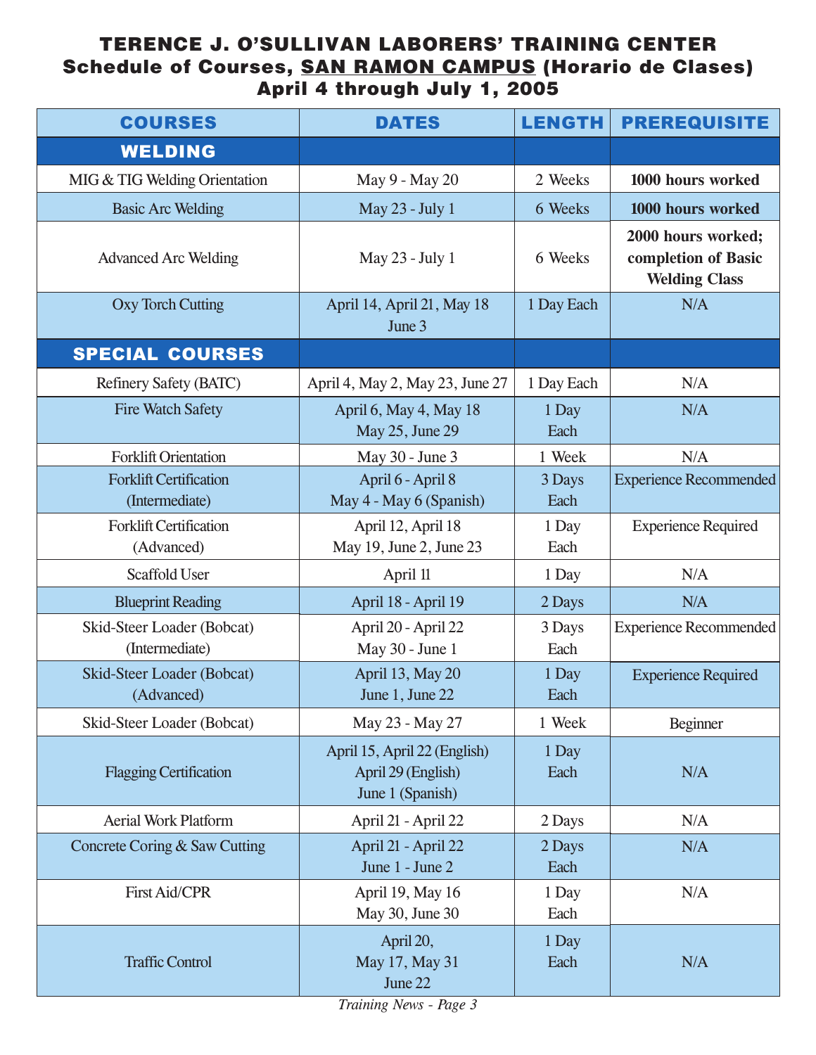# TERENCE J. O'SULLIVAN LABORERS' TRAINING CENTER

## Schedule of Courses, SAN RAMON CAMPUS (Horario de Clases)

## April 4 through July 1, 2005

| COURSES | DATES | LENGTH | PREREQUISITE |
|---|---|---|---|
| **WELDING** | | | |
| MIG & TIG Welding Orientation | May 9 - May 20 | 2 Weeks | **1000 hours worked** |
| Basic Arc Welding | May 23 - July 1 | 6 Weeks | **1000 hours worked** |
| Advanced Arc Welding | May 23 - July 1 | 6 Weeks | **2000 hours worked; completion of Basic Welding Class** |
| Oxy Torch Cutting | April 14, April 21, May 18 June 3 | 1 Day Each | N/A |
| **SPECIAL COURSES** | | | |
| Refinery Safety (BATC) | April 4, May 2, May 23, June 27 | 1 Day Each | N/A |
| Fire Watch Safety | April 6, May 4, May 18 May 25, June 29 | 1 Day Each | N/A |
| Forklift Orientation | May 30 - June 3 | 1 Week | N/A |
| Forklift Certification (Intermediate) | April 6 - April 8 May 4 - May 6 (Spanish) | 3 Days Each | Experience Recommended |
| Forklift Certification (Advanced) | April 12, April 18 May 19, June 2, June 23 | 1 Day Each | Experience Required |
| Scaffold User | April 11 | 1 Day | N/A |
| Blueprint Reading | April 18 - April 19 | 2 Days | N/A |
| Skid-Steer Loader (Bobcat) (Intermediate) | April 20 - April 22 May 30 - June 1 | 3 Days Each | Experience Recommended |
| Skid-Steer Loader (Bobcat) (Advanced) | April 13, May 20 June 1, June 22 | 1 Day Each | Experience Required |
| Skid-Steer Loader (Bobcat) | May 23 - May 27 | 1 Week | Beginner |
| Flagging Certification | April 15, April 22 (English) April 29 (English) June 1 (Spanish) | 1 Day Each | N/A |
| Aerial Work Platform | April 21 - April 22 | 2 Days | N/A |
| Concrete Coring & Saw Cutting | April 21 - April 22 June 1 - June 2 | 2 Days Each | N/A |
| First Aid/CPR | April 19, May 16 May 30, June 30 | 1 Day Each | N/A |
| Traffic Control | April 20, May 17, May 31 June 22 | 1 Day Each | N/A |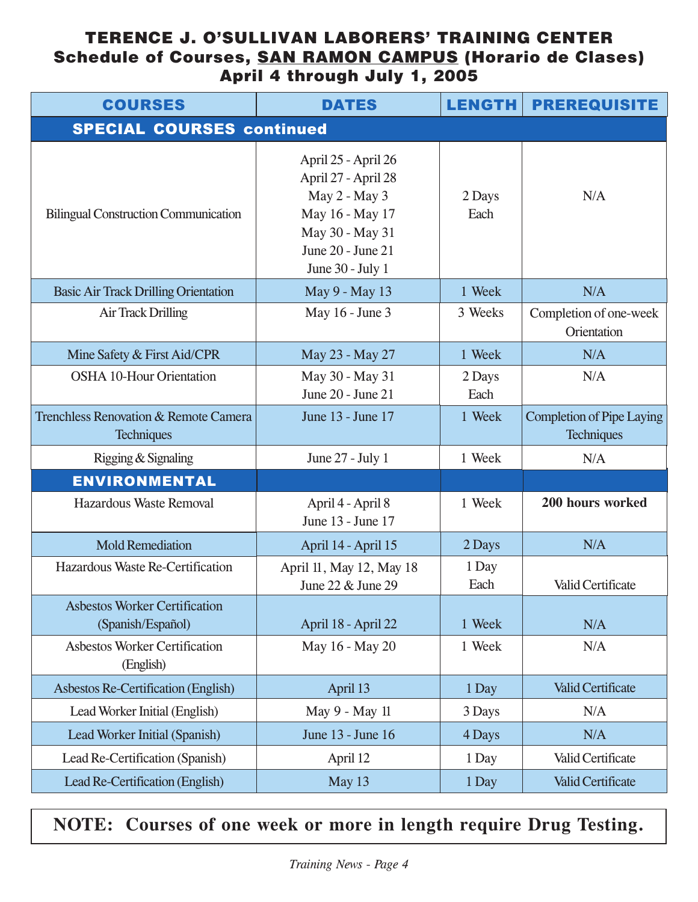# TERENCE J. O'SULLIVAN LABORERS' TRAINING CENTER

## Schedule of Courses, SAN RAMON CAMPUS (Horario de Clases)

## April 4 through July 1, 2005

| COURSES | DATES | LENGTH | PREREQUISITE |
|---|---|---|---|
| **SPECIAL COURSES continued** | | | |
| Bilingual Construction Communication | April 25 - April 26<br>April 27 - April 28<br>May 2 - May 3<br>May 16 - May 17<br>May 30 - May 31<br>June 20 - June 21<br>June 30 - July 1 | 2 Days Each | N/A |
| Basic Air Track Drilling Orientation | May 9 - May 13 | 1 Week | N/A |
| Air Track Drilling | May 16 - June 3 | 3 Weeks | Completion of one-week Orientation |
| Mine Safety & First Aid/CPR | May 23 - May 27 | 1 Week | N/A |
| OSHA 10-Hour Orientation | May 30 - May 31<br>June 20 - June 21 | 2 Days Each | N/A |
| Trenchless Renovation & Remote Camera Techniques | June 13 - June 17 | 1 Week | Completion of Pipe Laying Techniques |
| Rigging & Signaling | June 27 - July 1 | 1 Week | N/A |
| **ENVIRONMENTAL** | | | |
| Hazardous Waste Removal | April 4 - April 8<br>June 13 - June 17 | 1 Week | **200 hours worked** |
| Mold Remediation | April 14 - April 15 | 2 Days | N/A |
| Hazardous Waste Re-Certification | April 11, May 12, May 18<br>June 22 & June 29 | 1 Day Each | Valid Certificate |
| Asbestos Worker Certification (Spanish/Español) | April 18 - April 22 | 1 Week | N/A |
| Asbestos Worker Certification (English) | May 16 - May 20 | 1 Week | N/A |
| Asbestos Re-Certification (English) | April 13 | 1 Day | Valid Certificate |
| Lead Worker Initial (English) | May 9 - May 11 | 3 Days | N/A |
| Lead Worker Initial (Spanish) | June 13 - June 16 | 4 Days | N/A |
| Lead Re-Certification (Spanish) | April 12 | 1 Day | Valid Certificate |
| Lead Re-Certification (English) | May 13 | 1 Day | Valid Certificate |

**NOTE: Courses of one week or more in length require Drug Testing.**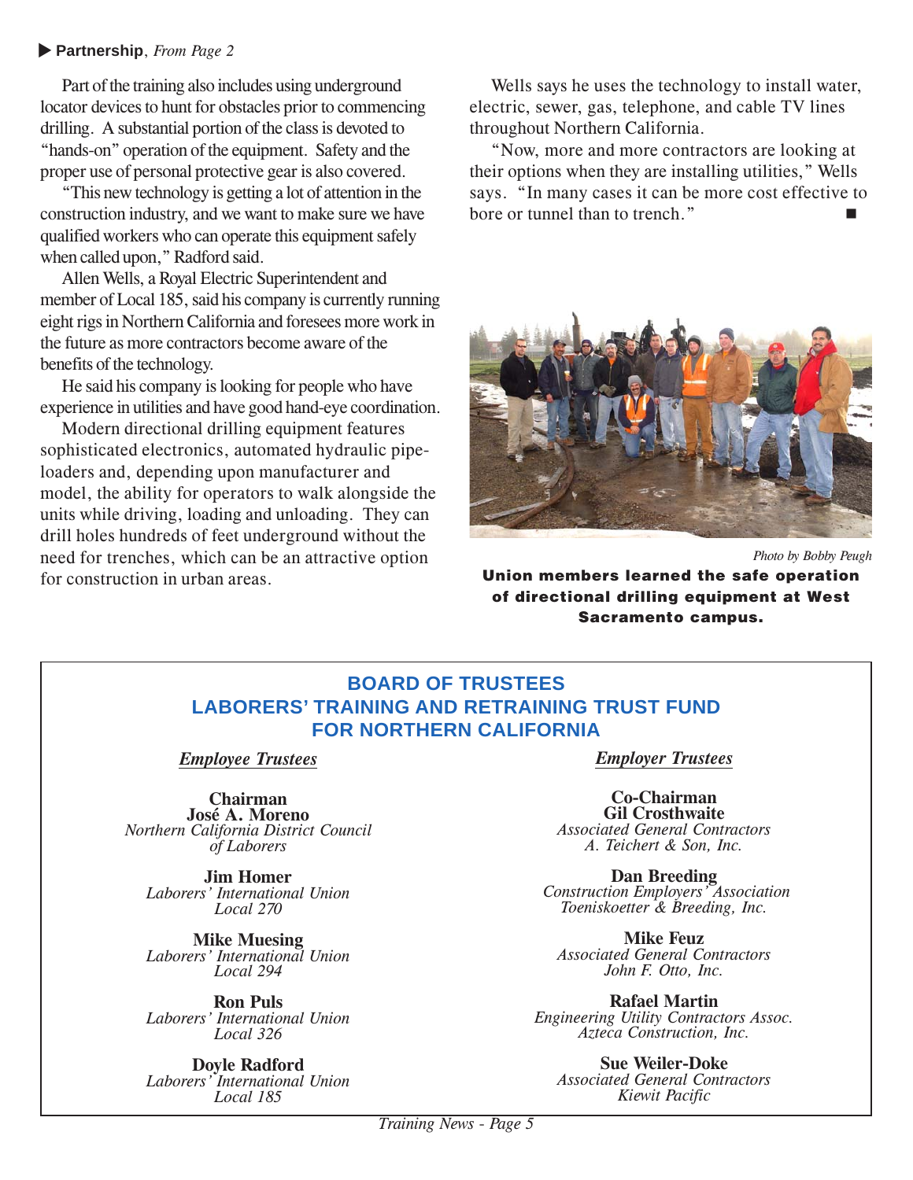▶ **Partnership**, *From Page 2*

Part of the training also includes using underground locator devices to hunt for obstacles prior to commencing drilling. A substantial portion of the class is devoted to "hands-on" operation of the equipment. Safety and the proper use of personal protective gear is also covered.

"This new technology is getting a lot of attention in the construction industry, and we want to make sure we have qualified workers who can operate this equipment safely when called upon," Radford said.

Allen Wells, a Royal Electric Superintendent and member of Local 185, said his company is currently running eight rigs in Northern California and foresees more work in the future as more contractors become aware of the benefits of the technology.

He said his company is looking for people who have experience in utilities and have good hand-eye coordination.

Modern directional drilling equipment features sophisticated electronics, automated hydraulic pipe-loaders and, depending upon manufacturer and model, the ability for operators to walk alongside the units while driving, loading and unloading. They can drill holes hundreds of feet underground without the need for trenches, which can be an attractive option for construction in urban areas.

Wells says he uses the technology to install water, electric, sewer, gas, telephone, and cable TV lines throughout Northern California.

"Now, more and more contractors are looking at their options when they are installing utilities," Wells says. "In many cases it can be more cost effective to bore or tunnel than to trench." ■

*Photo by Bobby Peugh*

**Union members learned the safe operation of directional drilling equipment at West Sacramento campus.**

## BOARD OF TRUSTEES
## LABORERS' TRAINING AND RETRAINING TRUST FUND FOR NORTHERN CALIFORNIA

***Employee Trustees***

**Chairman**
**José A. Moreno**
*Northern California District Council of Laborers*

**Jim Homer**
*Laborers' International Union Local 270*

**Mike Muesing**
*Laborers' International Union Local 294*

**Ron Puls**
*Laborers' International Union Local 326*

**Doyle Radford**
*Laborers' International Union Local 185*

***Employer Trustees***

**Co-Chairman**
**Gil Crosthwaite**
*Associated General Contractors*
*A. Teichert & Son, Inc.*

**Dan Breeding**
*Construction Employers' Association*
*Toeniskoetter & Breeding, Inc.*

**Mike Feuz**
*Associated General Contractors*
*John F. Otto, Inc.*

**Rafael Martin**
*Engineering Utility Contractors Assoc.*
*Azteca Construction, Inc.*

**Sue Weiler-Doke**
*Associated General Contractors*
*Kiewit Pacific*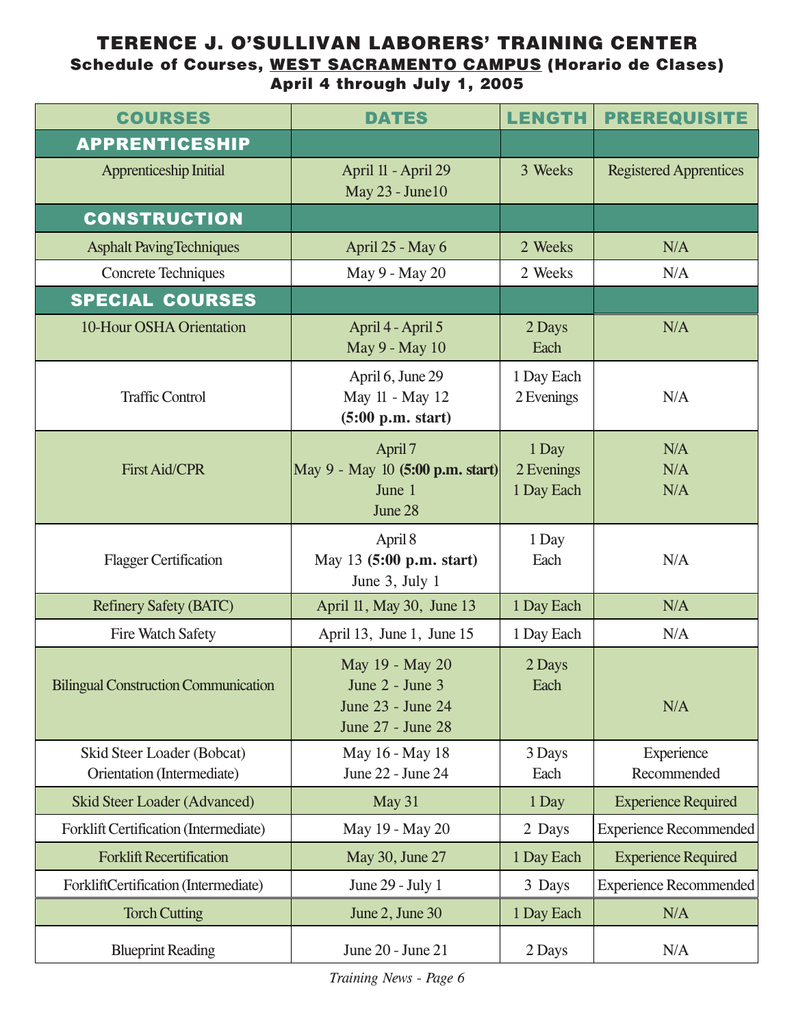# TERENCE J. O'SULLIVAN LABORERS' TRAINING CENTER

## Schedule of Courses, WEST SACRAMENTO CAMPUS (Horario de Clases)

### April 4 through July 1, 2005

| COURSES | DATES | LENGTH | PREREQUISITE |
|---|---|---|---|
| **APPRENTICESHIP** | | | |
| Apprenticeship Initial | April 11 - April 29<br>May 23 - June10 | 3 Weeks | Registered Apprentices |
| **CONSTRUCTION** | | | |
| Asphalt PavingTechniques | April 25 - May 6 | 2 Weeks | N/A |
| Concrete Techniques | May 9 - May 20 | 2 Weeks | N/A |
| **SPECIAL COURSES** | | | |
| 10-Hour OSHA Orientation | April 4 - April 5<br>May 9 - May 10 | 2 Days Each | N/A |
| Traffic Control | April 6, June 29<br>May 11 - May 12 **(5:00 p.m. start)** | 1 Day Each<br>2 Evenings | N/A |
| First Aid/CPR | April 7<br>May 9 - May 10 **(5:00 p.m. start)**<br>June 1<br>June 28 | 1 Day<br>2 Evenings<br>1 Day Each | N/A<br>N/A<br>N/A |
| Flagger Certification | April 8<br>May 13 **(5:00 p.m. start)**<br>June 3, July 1 | 1 Day Each | N/A |
| Refinery Safety (BATC) | April 11, May 30, June 13 | 1 Day Each | N/A |
| Fire Watch Safety | April 13, June 1, June 15 | 1 Day Each | N/A |
| Bilingual Construction Communication | May 19 - May 20<br>June 2 - June 3<br>June 23 - June 24<br>June 27 - June 28 | 2 Days Each | N/A |
| Skid Steer Loader (Bobcat) Orientation (Intermediate) | May 16 - May 18<br>June 22 - June 24 | 3 Days Each | Experience Recommended |
| Skid Steer Loader (Advanced) | May 31 | 1 Day | Experience Required |
| Forklift Certification (Intermediate) | May 19 - May 20 | 2 Days | Experience Recommended |
| Forklift Recertification | May 30, June 27 | 1 Day Each | Experience Required |
| ForkliftCertification (Intermediate) | June 29 - July 1 | 3 Days | Experience Recommended |
| Torch Cutting | June 2, June 30 | 1 Day Each | N/A |
| Blueprint Reading | June 20 - June 21 | 2 Days | N/A |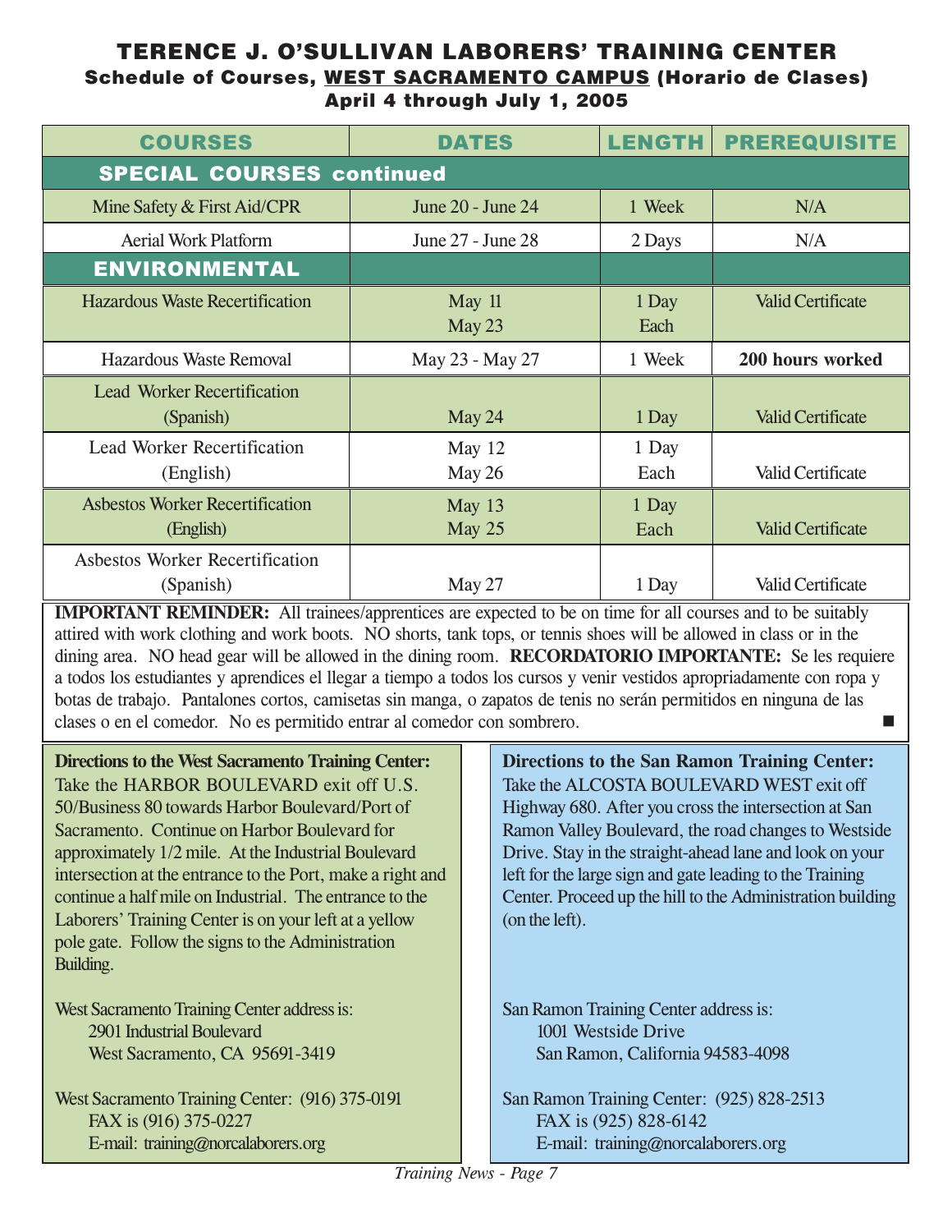# TERENCE J. O'SULLIVAN LABORERS' TRAINING CENTER

## Schedule of Courses, WEST SACRAMENTO CAMPUS (Horario de Clases)

### April 4 through July 1, 2005

| COURSES | DATES | LENGTH | PREREQUISITE |
|---|---|---|---|
| **SPECIAL COURSES continued** | | | |
| Mine Safety & First Aid/CPR | June 20 - June 24 | 1 Week | N/A |
| Aerial Work Platform | June 27 - June 28 | 2 Days | N/A |
| **ENVIRONMENTAL** | | | |
| Hazardous Waste Recertification | May 11<br>May 23 | 1 Day<br>Each | Valid Certificate |
| Hazardous Waste Removal | May 23 - May 27 | 1 Week | **200 hours worked** |
| Lead Worker Recertification (Spanish) | May 24 | 1 Day | Valid Certificate |
| Lead Worker Recertification (English) | May 12<br>May 26 | 1 Day<br>Each | Valid Certificate |
| Asbestos Worker Recertification (English) | May 13<br>May 25 | 1 Day<br>Each | Valid Certificate |
| Asbestos Worker Recertification (Spanish) | May 27 | 1 Day | Valid Certificate |

**IMPORTANT REMINDER:** All trainees/apprentices are expected to be on time for all courses and to be suitably attired with work clothing and work boots. NO shorts, tank tops, or tennis shoes will be allowed in class or in the dining area. NO head gear will be allowed in the dining room. **RECORDATORIO IMPORTANTE:** Se les requiere a todos los estudiantes y aprendices el llegar a tiempo a todos los cursos y venir vestidos apropriadamente con ropa y botas de trabajo. Pantalones cortos, camisetas sin manga, o zapatos de tenis no serán permitidos en ninguna de las clases o en el comedor. No es permitido entrar al comedor con sombrero. ■

**Directions to the West Sacramento Training Center:** Take the HARBOR BOULEVARD exit off U.S. 50/Business 80 towards Harbor Boulevard/Port of Sacramento. Continue on Harbor Boulevard for approximately 1/2 mile. At the Industrial Boulevard intersection at the entrance to the Port, make a right and continue a half mile on Industrial. The entrance to the Laborers' Training Center is on your left at a yellow pole gate. Follow the signs to the Administration Building.

West Sacramento Training Center address is:
2901 Industrial Boulevard
West Sacramento, CA 95691-3419

West Sacramento Training Center: (916) 375-0191
FAX is (916) 375-0227
E-mail: training@norcalaborers.org

**Directions to the San Ramon Training Center:** Take the ALCOSTA BOULEVARD WEST exit off Highway 680. After you cross the intersection at San Ramon Valley Boulevard, the road changes to Westside Drive. Stay in the straight-ahead lane and look on your left for the large sign and gate leading to the Training Center. Proceed up the hill to the Administration building (on the left).

San Ramon Training Center address is:
1001 Westside Drive
San Ramon, California 94583-4098

San Ramon Training Center: (925) 828-2513
FAX is (925) 828-6142
E-mail: training@norcalaborers.org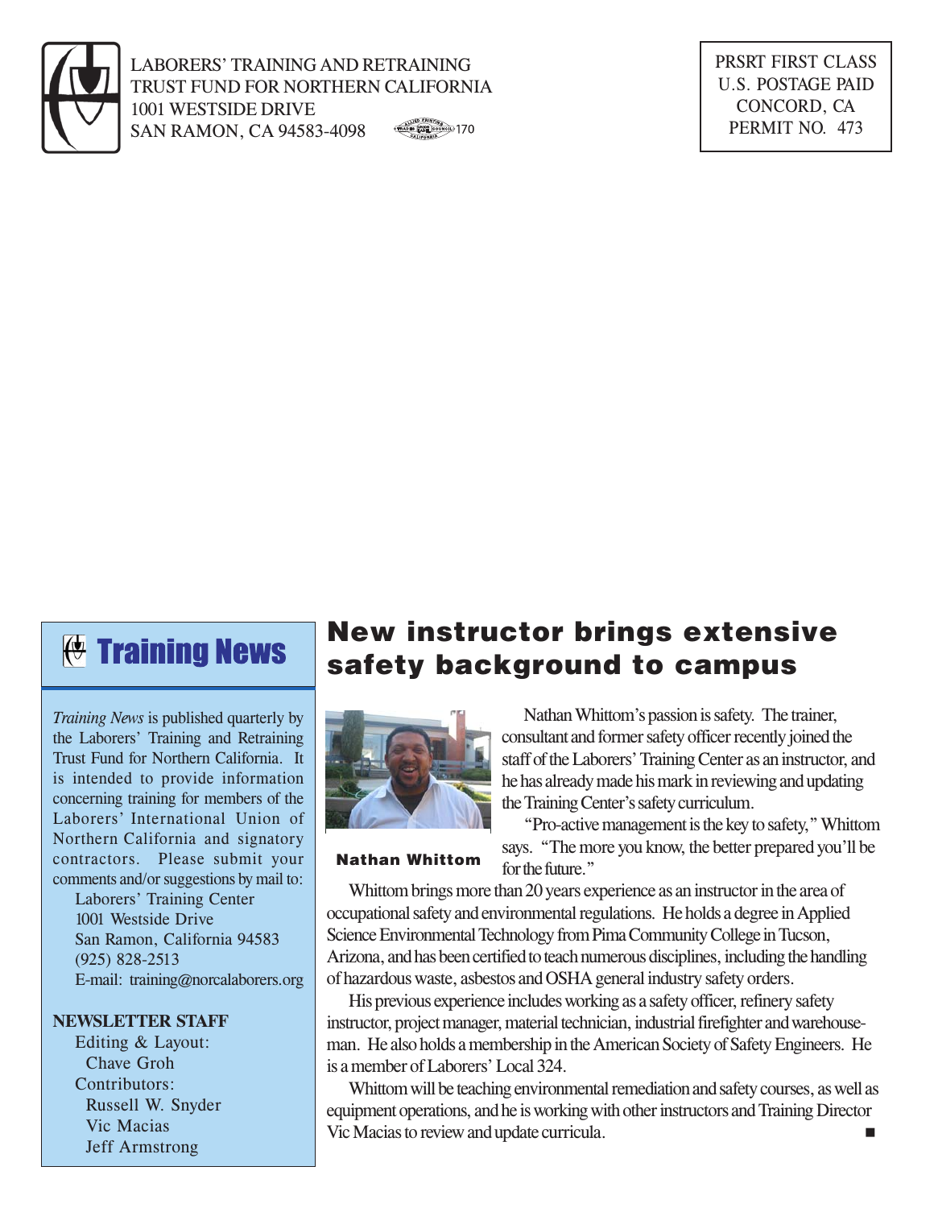LABORERS' TRAINING AND RETRAINING
TRUST FUND FOR NORTHERN CALIFORNIA
1001 WESTSIDE DRIVE
SAN RAMON, CA 94583-4098

PRSRT FIRST CLASS
U.S. POSTAGE PAID
CONCORD, CA
PERMIT NO. 473

## Training News

*Training News* is published quarterly by the Laborers' Training and Retraining Trust Fund for Northern California. It is intended to provide information concerning training for members of the Laborers' International Union of Northern California and signatory contractors. Please submit your comments and/or suggestions by mail to:

Laborers' Training Center
1001 Westside Drive
San Ramon, California 94583
(925) 828-2513
E-mail: training@norcalaborers.org

**NEWSLETTER STAFF**

Editing & Layout:
Chave Groh

Contributors:
Russell W. Snyder
Vic Macias
Jeff Armstrong

# New instructor brings extensive safety background to campus

**Nathan Whittom**

Nathan Whittom's passion is safety. The trainer, consultant and former safety officer recently joined the staff of the Laborers' Training Center as an instructor, and he has already made his mark in reviewing and updating the Training Center's safety curriculum.

"Pro-active management is the key to safety," Whittom says. "The more you know, the better prepared you'll be for the future."

Whittom brings more than 20 years experience as an instructor in the area of occupational safety and environmental regulations. He holds a degree in Applied Science Environmental Technology from Pima Community College in Tucson, Arizona, and has been certified to teach numerous disciplines, including the handling of hazardous waste, asbestos and OSHA general industry safety orders.

His previous experience includes working as a safety officer, refinery safety instructor, project manager, material technician, industrial firefighter and warehouseman. He also holds a membership in the American Society of Safety Engineers. He is a member of Laborers' Local 324.

Whittom will be teaching environmental remediation and safety courses, as well as equipment operations, and he is working with other instructors and Training Director Vic Macias to review and update curricula. ■